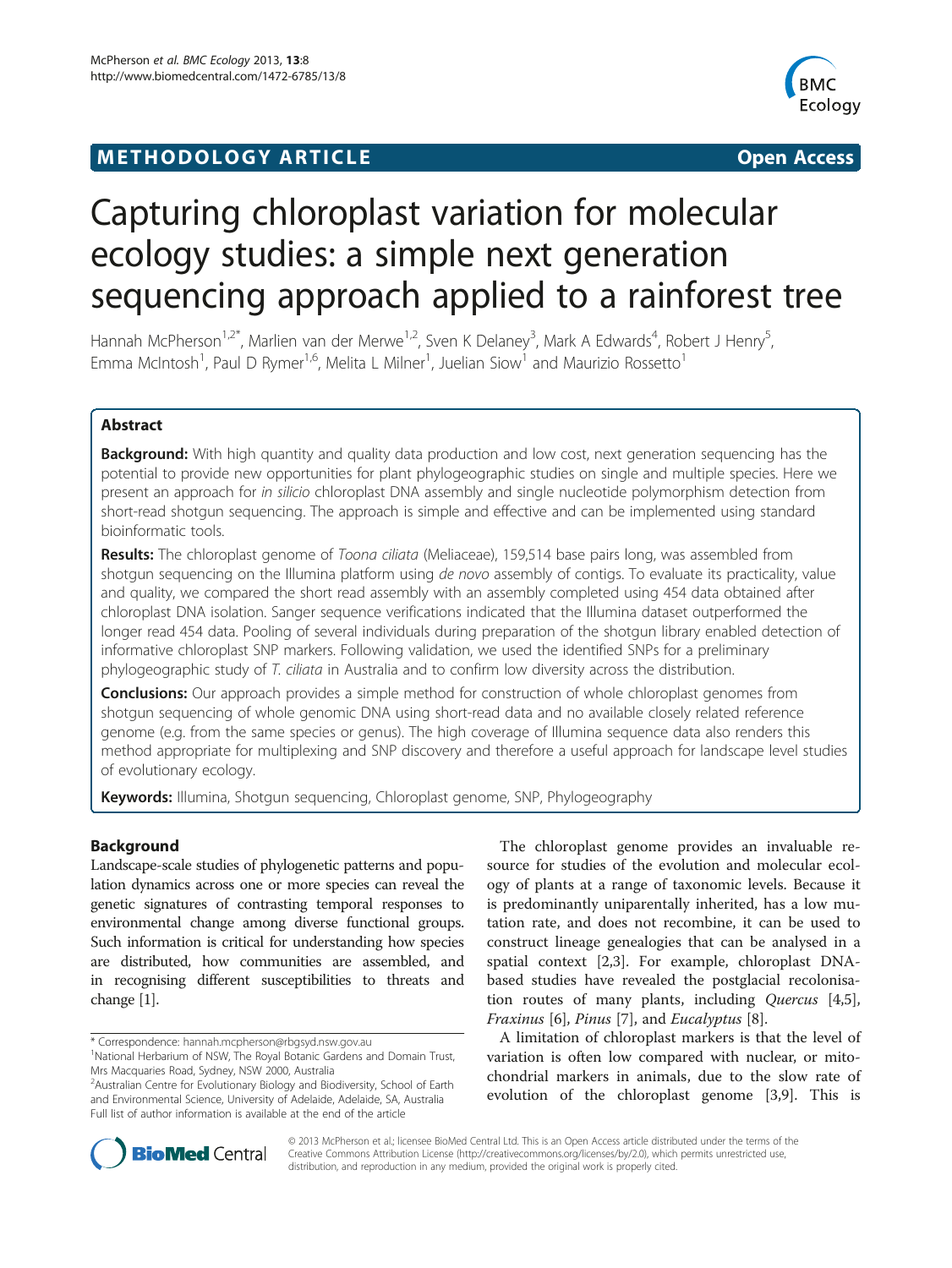## METHODOLOGY ARTICLE

**Open Access**

# Capturing chloroplast variation for molecular ecology studies: a simple next generation sequencing approach applied to a rainforest tree

Hannah McPherson[1,2*], Marlien van der Merwe[1,2], Sven K Delaney[3], Mark A Edwards[4], Robert J Henry[5], Emma McIntosh[1], Paul D Rymer[1,6], Melita L Milner[1], Juelian Siow[1] and Maurizio Rossetto[1]

### Abstract

**Background:** With high quantity and quality data production and low cost, next generation sequencing has the potential to provide new opportunities for plant phylogeographic studies on single and multiple species. Here we present an approach for *in silicio* chloroplast DNA assembly and single nucleotide polymorphism detection from short-read shotgun sequencing. The approach is simple and effective and can be implemented using standard bioinformatic tools.

**Results:** The chloroplast genome of *Toona ciliata* (Meliaceae), 159,514 base pairs long, was assembled from shotgun sequencing on the Illumina platform using *de novo* assembly of contigs. To evaluate its practicality, value and quality, we compared the short read assembly with an assembly completed using 454 data obtained after chloroplast DNA isolation. Sanger sequence verifications indicated that the Illumina dataset outperformed the longer read 454 data. Pooling of several individuals during preparation of the shotgun library enabled detection of informative chloroplast SNP markers. Following validation, we used the identified SNPs for a preliminary phylogeographic study of *T. ciliata* in Australia and to confirm low diversity across the distribution.

**Conclusions:** Our approach provides a simple method for construction of whole chloroplast genomes from shotgun sequencing of whole genomic DNA using short-read data and no available closely related reference genome (e.g. from the same species or genus). The high coverage of Illumina sequence data also renders this method appropriate for multiplexing and SNP discovery and therefore a useful approach for landscape level studies of evolutionary ecology.

**Keywords:** Illumina, Shotgun sequencing, Chloroplast genome, SNP, Phylogeography

## Background

Landscape-scale studies of phylogenetic patterns and population dynamics across one or more species can reveal the genetic signatures of contrasting temporal responses to environmental change among diverse functional groups. Such information is critical for understanding how species are distributed, how communities are assembled, and in recognising different susceptibilities to threats and change [1].

The chloroplast genome provides an invaluable resource for studies of the evolution and molecular ecology of plants at a range of taxonomic levels. Because it is predominantly uniparentally inherited, has a low mutation rate, and does not recombine, it can be used to construct lineage genealogies that can be analysed in a spatial context [2,3]. For example, chloroplast DNA-based studies have revealed the postglacial recolonisation routes of many plants, including *Quercus* [4,5], *Fraxinus* [6], *Pinus* [7], and *Eucalyptus* [8].

A limitation of chloroplast markers is that the level of variation is often low compared with nuclear, or mitochondrial markers in animals, due to the slow rate of evolution of the chloroplast genome [3,9]. This is

\* Correspondence: hannah.mcpherson@rbgsyd.nsw.gov.au
[1]National Herbarium of NSW, The Royal Botanic Gardens and Domain Trust, Mrs Macquaries Road, Sydney, NSW 2000, Australia
[2]Australian Centre for Evolutionary Biology and Biodiversity, School of Earth and Environmental Science, University of Adelaide, Adelaide, SA, Australia
Full list of author information is available at the end of the article

© 2013 McPherson et al.; licensee BioMed Central Ltd. This is an Open Access article distributed under the terms of the Creative Commons Attribution License (http://creativecommons.org/licenses/by/2.0), which permits unrestricted use, distribution, and reproduction in any medium, provided the original work is properly cited.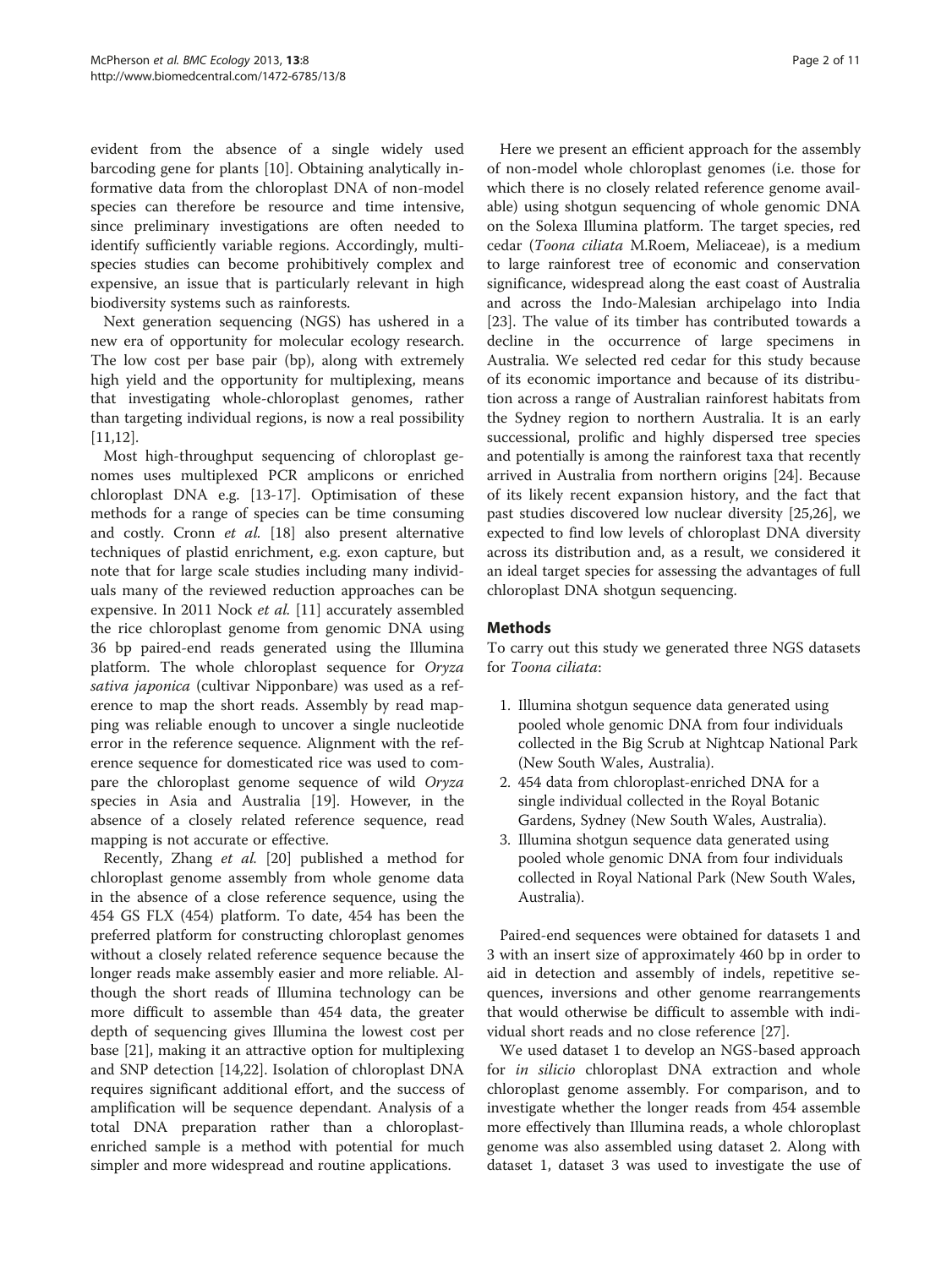evident from the absence of a single widely used barcoding gene for plants [10]. Obtaining analytically informative data from the chloroplast DNA of non-model species can therefore be resource and time intensive, since preliminary investigations are often needed to identify sufficiently variable regions. Accordingly, multi-species studies can become prohibitively complex and expensive, an issue that is particularly relevant in high biodiversity systems such as rainforests.

Next generation sequencing (NGS) has ushered in a new era of opportunity for molecular ecology research. The low cost per base pair (bp), along with extremely high yield and the opportunity for multiplexing, means that investigating whole-chloroplast genomes, rather than targeting individual regions, is now a real possibility [11,12].

Most high-throughput sequencing of chloroplast genomes uses multiplexed PCR amplicons or enriched chloroplast DNA e.g. [13-17]. Optimisation of these methods for a range of species can be time consuming and costly. Cronn *et al.* [18] also present alternative techniques of plastid enrichment, e.g. exon capture, but note that for large scale studies including many individuals many of the reviewed reduction approaches can be expensive. In 2011 Nock *et al.* [11] accurately assembled the rice chloroplast genome from genomic DNA using 36 bp paired-end reads generated using the Illumina platform. The whole chloroplast sequence for *Oryza sativa japonica* (cultivar Nipponbare) was used as a reference to map the short reads. Assembly by read mapping was reliable enough to uncover a single nucleotide error in the reference sequence. Alignment with the reference sequence for domesticated rice was used to compare the chloroplast genome sequence of wild *Oryza* species in Asia and Australia [19]. However, in the absence of a closely related reference sequence, read mapping is not accurate or effective.

Recently, Zhang *et al.* [20] published a method for chloroplast genome assembly from whole genome data in the absence of a close reference sequence, using the 454 GS FLX (454) platform. To date, 454 has been the preferred platform for constructing chloroplast genomes without a closely related reference sequence because the longer reads make assembly easier and more reliable. Although the short reads of Illumina technology can be more difficult to assemble than 454 data, the greater depth of sequencing gives Illumina the lowest cost per base [21], making it an attractive option for multiplexing and SNP detection [14,22]. Isolation of chloroplast DNA requires significant additional effort, and the success of amplification will be sequence dependant. Analysis of a total DNA preparation rather than a chloroplast-enriched sample is a method with potential for much simpler and more widespread and routine applications.

Here we present an efficient approach for the assembly of non-model whole chloroplast genomes (i.e. those for which there is no closely related reference genome available) using shotgun sequencing of whole genomic DNA on the Solexa Illumina platform. The target species, red cedar (*Toona ciliata* M.Roem, Meliaceae), is a medium to large rainforest tree of economic and conservation significance, widespread along the east coast of Australia and across the Indo-Malesian archipelago into India [23]. The value of its timber has contributed towards a decline in the occurrence of large specimens in Australia. We selected red cedar for this study because of its economic importance and because of its distribution across a range of Australian rainforest habitats from the Sydney region to northern Australia. It is an early successional, prolific and highly dispersed tree species and potentially is among the rainforest taxa that recently arrived in Australia from northern origins [24]. Because of its likely recent expansion history, and the fact that past studies discovered low nuclear diversity [25,26], we expected to find low levels of chloroplast DNA diversity across its distribution and, as a result, we considered it an ideal target species for assessing the advantages of full chloroplast DNA shotgun sequencing.

## Methods

To carry out this study we generated three NGS datasets for *Toona ciliata*:

1. Illumina shotgun sequence data generated using pooled whole genomic DNA from four individuals collected in the Big Scrub at Nightcap National Park (New South Wales, Australia).
2. 454 data from chloroplast-enriched DNA for a single individual collected in the Royal Botanic Gardens, Sydney (New South Wales, Australia).
3. Illumina shotgun sequence data generated using pooled whole genomic DNA from four individuals collected in Royal National Park (New South Wales, Australia).

Paired-end sequences were obtained for datasets 1 and 3 with an insert size of approximately 460 bp in order to aid in detection and assembly of indels, repetitive sequences, inversions and other genome rearrangements that would otherwise be difficult to assemble with individual short reads and no close reference [27].

We used dataset 1 to develop an NGS-based approach for *in silicio* chloroplast DNA extraction and whole chloroplast genome assembly. For comparison, and to investigate whether the longer reads from 454 assemble more effectively than Illumina reads, a whole chloroplast genome was also assembled using dataset 2. Along with dataset 1, dataset 3 was used to investigate the use of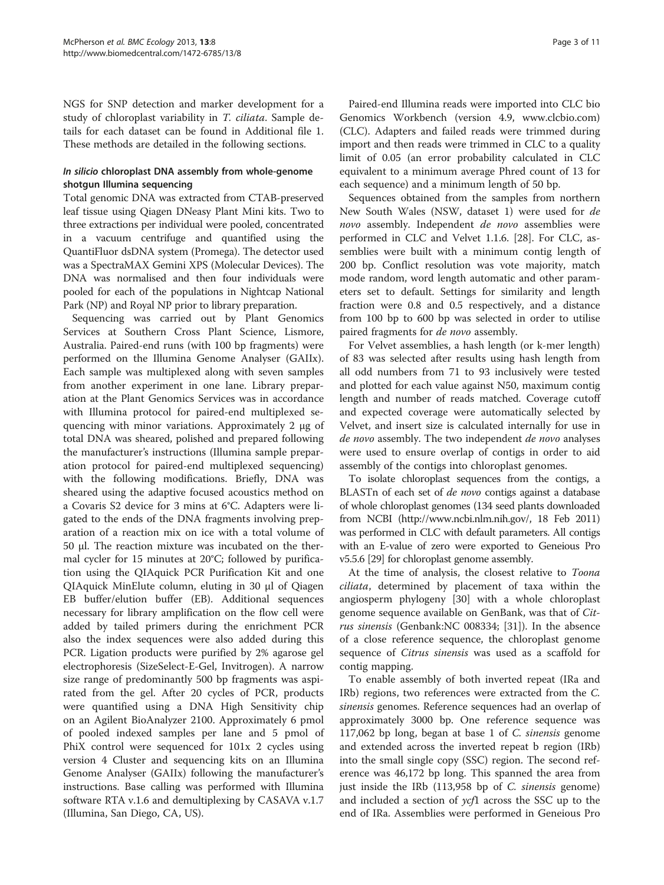NGS for SNP detection and marker development for a study of chloroplast variability in *T. ciliata*. Sample details for each dataset can be found in Additional file 1. These methods are detailed in the following sections.

### *In silico* chloroplast DNA assembly from whole-genome shotgun Illumina sequencing

Total genomic DNA was extracted from CTAB-preserved leaf tissue using Qiagen DNeasy Plant Mini kits. Two to three extractions per individual were pooled, concentrated in a vacuum centrifuge and quantified using the QuantiFluor dsDNA system (Promega). The detector used was a SpectraMAX Gemini XPS (Molecular Devices). The DNA was normalised and then four individuals were pooled for each of the populations in Nightcap National Park (NP) and Royal NP prior to library preparation.

Sequencing was carried out by Plant Genomics Services at Southern Cross Plant Science, Lismore, Australia. Paired-end runs (with 100 bp fragments) were performed on the Illumina Genome Analyser (GAIIx). Each sample was multiplexed along with seven samples from another experiment in one lane. Library preparation at the Plant Genomics Services was in accordance with Illumina protocol for paired-end multiplexed sequencing with minor variations. Approximately 2 μg of total DNA was sheared, polished and prepared following the manufacturer's instructions (Illumina sample preparation protocol for paired-end multiplexed sequencing) with the following modifications. Briefly, DNA was sheared using the adaptive focused acoustics method on a Covaris S2 device for 3 mins at 6°C. Adapters were ligated to the ends of the DNA fragments involving preparation of a reaction mix on ice with a total volume of 50 μl. The reaction mixture was incubated on the thermal cycler for 15 minutes at 20°C; followed by purification using the QIAquick PCR Purification Kit and one QIAquick MinElute column, eluting in 30 μl of Qiagen EB buffer/elution buffer (EB). Additional sequences necessary for library amplification on the flow cell were added by tailed primers during the enrichment PCR also the index sequences were also added during this PCR. Ligation products were purified by 2% agarose gel electrophoresis (SizeSelect-E-Gel, Invitrogen). A narrow size range of predominantly 500 bp fragments was aspirated from the gel. After 20 cycles of PCR, products were quantified using a DNA High Sensitivity chip on an Agilent BioAnalyzer 2100. Approximately 6 pmol of pooled indexed samples per lane and 5 pmol of PhiX control were sequenced for 101x 2 cycles using version 4 Cluster and sequencing kits on an Illumina Genome Analyser (GAIIx) following the manufacturer's instructions. Base calling was performed with Illumina software RTA v.1.6 and demultiplexing by CASAVA v.1.7 (Illumina, San Diego, CA, US).

Paired-end Illumina reads were imported into CLC bio Genomics Workbench (version 4.9, www.clcbio.com) (CLC). Adapters and failed reads were trimmed during import and then reads were trimmed in CLC to a quality limit of 0.05 (an error probability calculated in CLC equivalent to a minimum average Phred count of 13 for each sequence) and a minimum length of 50 bp.

Sequences obtained from the samples from northern New South Wales (NSW, dataset 1) were used for *de novo* assembly. Independent *de novo* assemblies were performed in CLC and Velvet 1.1.6. [28]. For CLC, assemblies were built with a minimum contig length of 200 bp. Conflict resolution was vote majority, match mode random, word length automatic and other parameters set to default. Settings for similarity and length fraction were 0.8 and 0.5 respectively, and a distance from 100 bp to 600 bp was selected in order to utilise paired fragments for *de novo* assembly.

For Velvet assemblies, a hash length (or k-mer length) of 83 was selected after results using hash length from all odd numbers from 71 to 93 inclusively were tested and plotted for each value against N50, maximum contig length and number of reads matched. Coverage cutoff and expected coverage were automatically selected by Velvet, and insert size is calculated internally for use in *de novo* assembly. The two independent *de novo* analyses were used to ensure overlap of contigs in order to aid assembly of the contigs into chloroplast genomes.

To isolate chloroplast sequences from the contigs, a BLASTn of each set of *de novo* contigs against a database of whole chloroplast genomes (134 seed plants downloaded from NCBI (http://www.ncbi.nlm.nih.gov/, 18 Feb 2011) was performed in CLC with default parameters. All contigs with an E-value of zero were exported to Geneious Pro v5.5.6 [29] for chloroplast genome assembly.

At the time of analysis, the closest relative to *Toona ciliata*, determined by placement of taxa within the angiosperm phylogeny [30] with a whole chloroplast genome sequence available on GenBank, was that of *Citrus sinensis* (Genbank:NC 008334; [31]). In the absence of a close reference sequence, the chloroplast genome sequence of *Citrus sinensis* was used as a scaffold for contig mapping.

To enable assembly of both inverted repeat (IRa and IRb) regions, two references were extracted from the *C. sinensis* genomes. Reference sequences had an overlap of approximately 3000 bp. One reference sequence was 117,062 bp long, began at base 1 of *C. sinensis* genome and extended across the inverted repeat b region (IRb) into the small single copy (SSC) region. The second reference was 46,172 bp long. This spanned the area from just inside the IRb (113,958 bp of *C. sinensis* genome) and included a section of *ycf*1 across the SSC up to the end of IRa. Assemblies were performed in Geneious Pro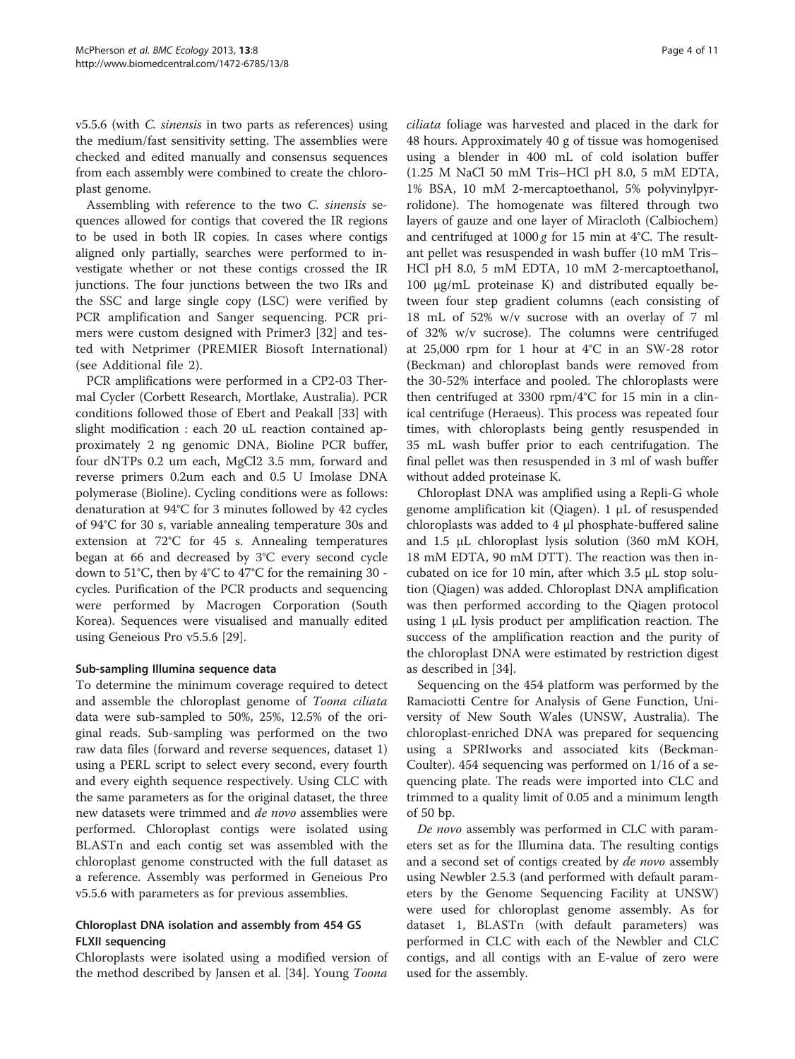v5.5.6 (with *C. sinensis* in two parts as references) using the medium/fast sensitivity setting. The assemblies were checked and edited manually and consensus sequences from each assembly were combined to create the chloroplast genome.

Assembling with reference to the two *C. sinensis* sequences allowed for contigs that covered the IR regions to be used in both IR copies. In cases where contigs aligned only partially, searches were performed to investigate whether or not these contigs crossed the IR junctions. The four junctions between the two IRs and the SSC and large single copy (LSC) were verified by PCR amplification and Sanger sequencing. PCR primers were custom designed with Primer3 [32] and tested with Netprimer (PREMIER Biosoft International) (see Additional file 2).

PCR amplifications were performed in a CP2-03 Thermal Cycler (Corbett Research, Mortlake, Australia). PCR conditions followed those of Ebert and Peakall [33] with slight modification : each 20 uL reaction contained approximately 2 ng genomic DNA, Bioline PCR buffer, four dNTPs 0.2 um each, MgCl2 3.5 mm, forward and reverse primers 0.2um each and 0.5 U Imolase DNA polymerase (Bioline). Cycling conditions were as follows: denaturation at 94°C for 3 minutes followed by 42 cycles of 94°C for 30 s, variable annealing temperature 30s and extension at 72°C for 45 s. Annealing temperatures began at 66 and decreased by 3°C every second cycle down to 51°C, then by 4°C to 47°C for the remaining 30 -cycles. Purification of the PCR products and sequencing were performed by Macrogen Corporation (South Korea). Sequences were visualised and manually edited using Geneious Pro v5.5.6 [29].

### Sub-sampling Illumina sequence data

To determine the minimum coverage required to detect and assemble the chloroplast genome of *Toona ciliata* data were sub-sampled to 50%, 25%, 12.5% of the original reads. Sub-sampling was performed on the two raw data files (forward and reverse sequences, dataset 1) using a PERL script to select every second, every fourth and every eighth sequence respectively. Using CLC with the same parameters as for the original dataset, the three new datasets were trimmed and *de novo* assemblies were performed. Chloroplast contigs were isolated using BLASTn and each contig set was assembled with the chloroplast genome constructed with the full dataset as a reference. Assembly was performed in Geneious Pro v5.5.6 with parameters as for previous assemblies.

### Chloroplast DNA isolation and assembly from 454 GS FLXII sequencing

Chloroplasts were isolated using a modified version of the method described by Jansen et al. [34]. Young *Toona ciliata* foliage was harvested and placed in the dark for 48 hours. Approximately 40 g of tissue was homogenised using a blender in 400 mL of cold isolation buffer (1.25 M NaCl 50 mM Tris–HCl pH 8.0, 5 mM EDTA, 1% BSA, 10 mM 2-mercaptoethanol, 5% polyvinylpyrrolidone). The homogenate was filtered through two layers of gauze and one layer of Miracloth (Calbiochem) and centrifuged at 1000 *g* for 15 min at 4°C. The resultant pellet was resuspended in wash buffer (10 mM Tris–HCl pH 8.0, 5 mM EDTA, 10 mM 2-mercaptoethanol, 100 μg/mL proteinase K) and distributed equally between four step gradient columns (each consisting of 18 mL of 52% w/v sucrose with an overlay of 7 ml of 32% w/v sucrose). The columns were centrifuged at 25,000 rpm for 1 hour at 4°C in an SW-28 rotor (Beckman) and chloroplast bands were removed from the 30-52% interface and pooled. The chloroplasts were then centrifuged at 3300 rpm/4°C for 15 min in a clinical centrifuge (Heraeus). This process was repeated four times, with chloroplasts being gently resuspended in 35 mL wash buffer prior to each centrifugation. The final pellet was then resuspended in 3 ml of wash buffer without added proteinase K.

Chloroplast DNA was amplified using a Repli-G whole genome amplification kit (Qiagen). 1 μL of resuspended chloroplasts was added to 4 μl phosphate-buffered saline and 1.5 μL chloroplast lysis solution (360 mM KOH, 18 mM EDTA, 90 mM DTT). The reaction was then incubated on ice for 10 min, after which 3.5 μL stop solution (Qiagen) was added. Chloroplast DNA amplification was then performed according to the Qiagen protocol using 1 μL lysis product per amplification reaction. The success of the amplification reaction and the purity of the chloroplast DNA were estimated by restriction digest as described in [34].

Sequencing on the 454 platform was performed by the Ramaciotti Centre for Analysis of Gene Function, University of New South Wales (UNSW, Australia). The chloroplast-enriched DNA was prepared for sequencing using a SPRIworks and associated kits (Beckman-Coulter). 454 sequencing was performed on 1/16 of a sequencing plate. The reads were imported into CLC and trimmed to a quality limit of 0.05 and a minimum length of 50 bp.

*De novo* assembly was performed in CLC with parameters set as for the Illumina data. The resulting contigs and a second set of contigs created by *de novo* assembly using Newbler 2.5.3 (and performed with default parameters by the Genome Sequencing Facility at UNSW) were used for chloroplast genome assembly. As for dataset 1, BLASTn (with default parameters) was performed in CLC with each of the Newbler and CLC contigs, and all contigs with an E-value of zero were used for the assembly.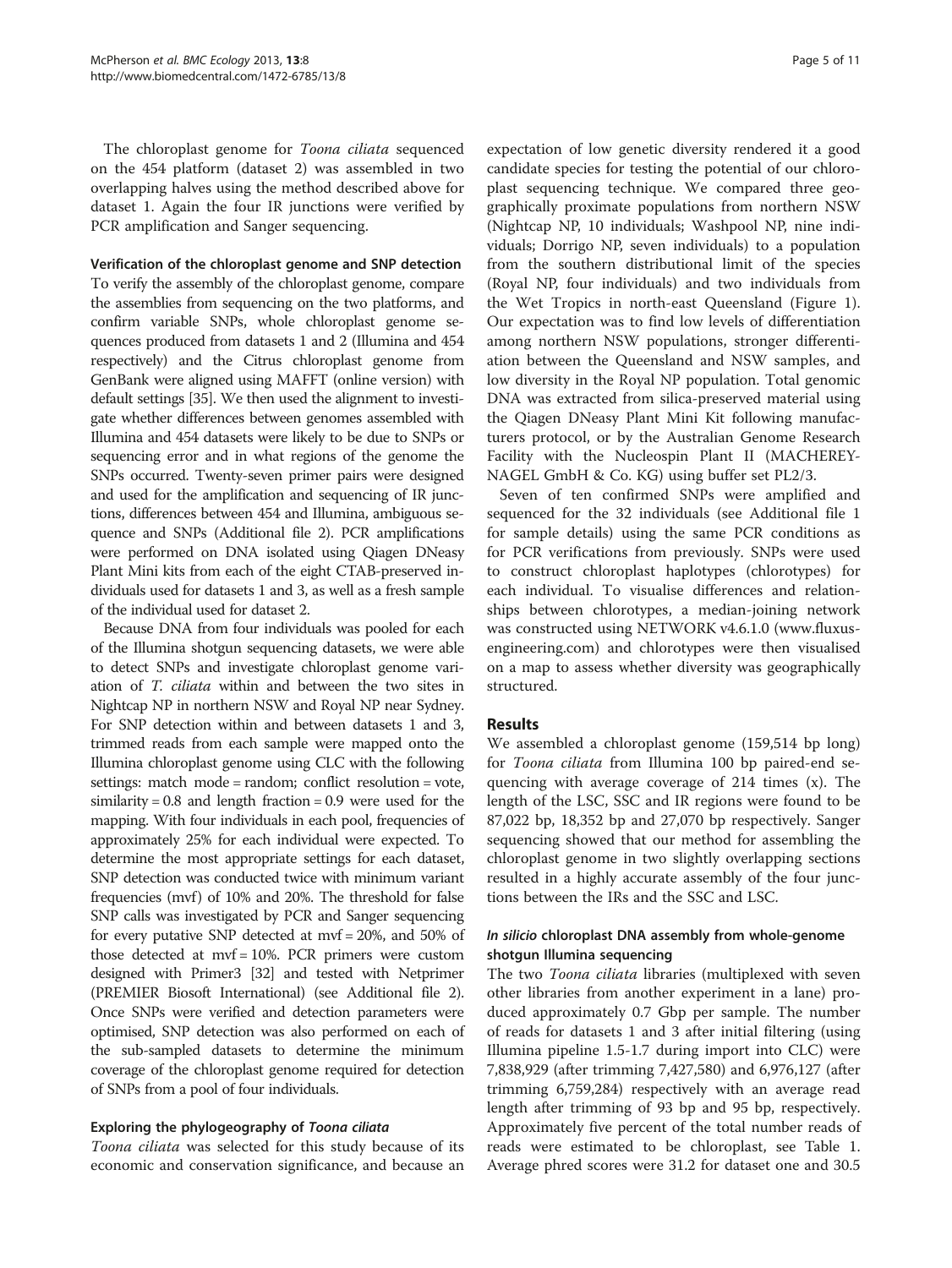The chloroplast genome for *Toona ciliata* sequenced on the 454 platform (dataset 2) was assembled in two overlapping halves using the method described above for dataset 1. Again the four IR junctions were verified by PCR amplification and Sanger sequencing.

### Verification of the chloroplast genome and SNP detection

To verify the assembly of the chloroplast genome, compare the assemblies from sequencing on the two platforms, and confirm variable SNPs, whole chloroplast genome sequences produced from datasets 1 and 2 (Illumina and 454 respectively) and the Citrus chloroplast genome from GenBank were aligned using MAFFT (online version) with default settings [35]. We then used the alignment to investigate whether differences between genomes assembled with Illumina and 454 datasets were likely to be due to SNPs or sequencing error and in what regions of the genome the SNPs occurred. Twenty-seven primer pairs were designed and used for the amplification and sequencing of IR junctions, differences between 454 and Illumina, ambiguous sequence and SNPs (Additional file 2). PCR amplifications were performed on DNA isolated using Qiagen DNeasy Plant Mini kits from each of the eight CTAB-preserved individuals used for datasets 1 and 3, as well as a fresh sample of the individual used for dataset 2.

Because DNA from four individuals was pooled for each of the Illumina shotgun sequencing datasets, we were able to detect SNPs and investigate chloroplast genome variation of *T. ciliata* within and between the two sites in Nightcap NP in northern NSW and Royal NP near Sydney. For SNP detection within and between datasets 1 and 3, trimmed reads from each sample were mapped onto the Illumina chloroplast genome using CLC with the following settings: match mode = random; conflict resolution = vote, similarity = 0.8 and length fraction = 0.9 were used for the mapping. With four individuals in each pool, frequencies of approximately 25% for each individual were expected. To determine the most appropriate settings for each dataset, SNP detection was conducted twice with minimum variant frequencies (mvf) of 10% and 20%. The threshold for false SNP calls was investigated by PCR and Sanger sequencing for every putative SNP detected at mvf = 20%, and 50% of those detected at mvf = 10%. PCR primers were custom designed with Primer3 [32] and tested with Netprimer (PREMIER Biosoft International) (see Additional file 2). Once SNPs were verified and detection parameters were optimised, SNP detection was also performed on each of the sub-sampled datasets to determine the minimum coverage of the chloroplast genome required for detection of SNPs from a pool of four individuals.

### Exploring the phylogeography of *Toona ciliata*

*Toona ciliata* was selected for this study because of its economic and conservation significance, and because an expectation of low genetic diversity rendered it a good candidate species for testing the potential of our chloroplast sequencing technique. We compared three geographically proximate populations from northern NSW (Nightcap NP, 10 individuals; Washpool NP, nine individuals; Dorrigo NP, seven individuals) to a population from the southern distributional limit of the species (Royal NP, four individuals) and two individuals from the Wet Tropics in north-east Queensland (Figure 1). Our expectation was to find low levels of differentiation among northern NSW populations, stronger differentiation between the Queensland and NSW samples, and low diversity in the Royal NP population. Total genomic DNA was extracted from silica-preserved material using the Qiagen DNeasy Plant Mini Kit following manufacturers protocol, or by the Australian Genome Research Facility with the Nucleospin Plant II (MACHEREY-NAGEL GmbH & Co. KG) using buffer set PL2/3.

Seven of ten confirmed SNPs were amplified and sequenced for the 32 individuals (see Additional file 1 for sample details) using the same PCR conditions as for PCR verifications from previously. SNPs were used to construct chloroplast haplotypes (chlorotypes) for each individual. To visualise differences and relationships between chlorotypes, a median-joining network was constructed using NETWORK v4.6.1.0 (www.fluxus-engineering.com) and chlorotypes were then visualised on a map to assess whether diversity was geographically structured.

## Results

We assembled a chloroplast genome (159,514 bp long) for *Toona ciliata* from Illumina 100 bp paired-end sequencing with average coverage of 214 times (x). The length of the LSC, SSC and IR regions were found to be 87,022 bp, 18,352 bp and 27,070 bp respectively. Sanger sequencing showed that our method for assembling the chloroplast genome in two slightly overlapping sections resulted in a highly accurate assembly of the four junctions between the IRs and the SSC and LSC.

### *In silicio* chloroplast DNA assembly from whole-genome shotgun Illumina sequencing

The two *Toona ciliata* libraries (multiplexed with seven other libraries from another experiment in a lane) produced approximately 0.7 Gbp per sample. The number of reads for datasets 1 and 3 after initial filtering (using Illumina pipeline 1.5-1.7 during import into CLC) were 7,838,929 (after trimming 7,427,580) and 6,976,127 (after trimming 6,759,284) respectively with an average read length after trimming of 93 bp and 95 bp, respectively. Approximately five percent of the total number reads of reads were estimated to be chloroplast, see Table 1. Average phred scores were 31.2 for dataset one and 30.5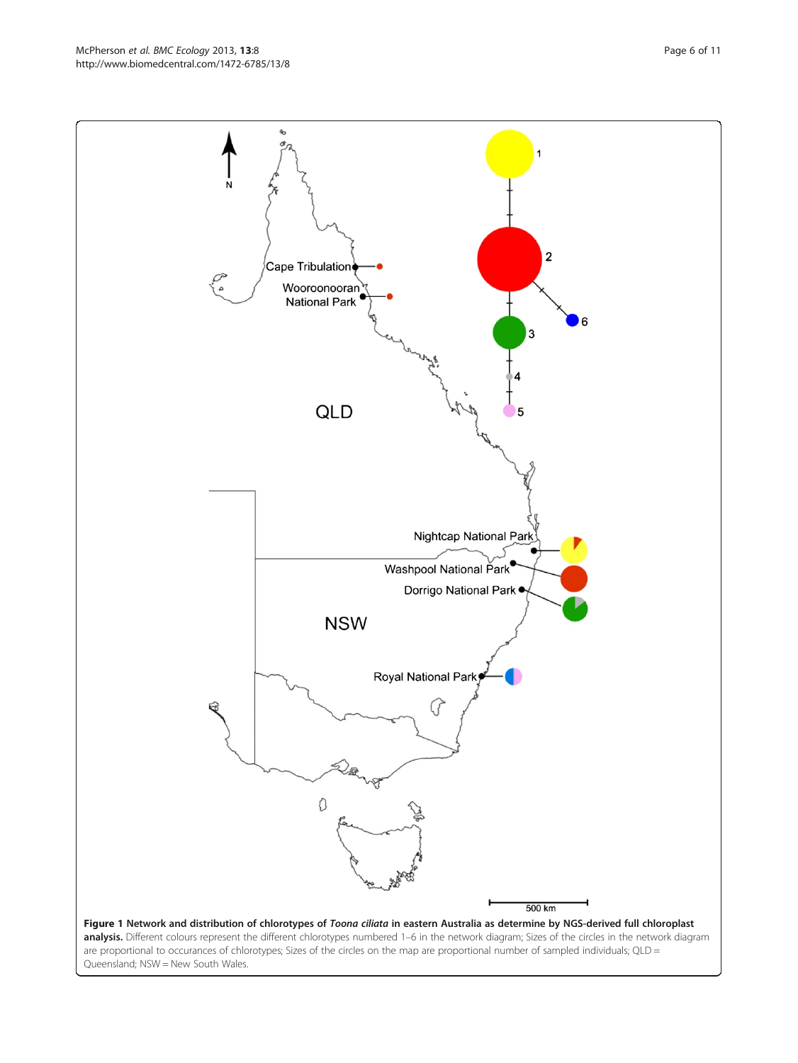**Figure 1 Network and distribution of chlorotypes of *Toona ciliata* in eastern Australia as determine by NGS-derived full chloroplast analysis.** Different colours represent the different chlorotypes numbered 1–6 in the network diagram; Sizes of the circles in the network diagram are proportional to occurances of chlorotypes; Sizes of the circles on the map are proportional number of sampled individuals; QLD = Queensland; NSW = New South Wales.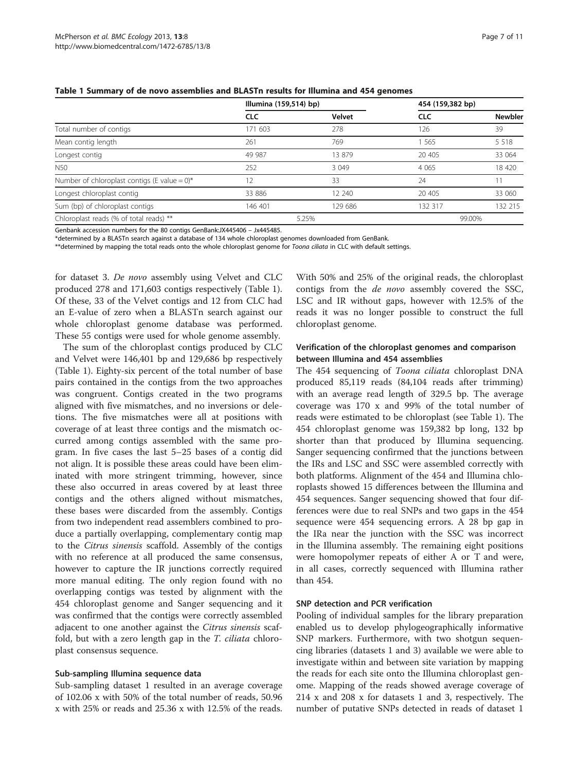**Table 1 Summary of de novo assemblies and BLASTn results for Illumina and 454 genomes**

| | Illumina (159,514) bp) | | 454 (159,382 bp) | |
|---|---|---|---|---|
| | CLC | Velvet | CLC | Newbler |
| Total number of contigs | 171 603 | 278 | 126 | 39 |
| Mean contig length | 261 | 769 | 1 565 | 5 518 |
| Longest contig | 49 987 | 13 879 | 20 405 | 33 064 |
| N50 | 252 | 3 049 | 4 065 | 18 420 |
| Number of chloroplast contigs (E value = 0)* | 12 | 33 | 24 | 11 |
| Longest chloroplast contig | 33 886 | 12 240 | 20 405 | 33 060 |
| Sum (bp) of chloroplast contigs | 146 401 | 129 686 | 132 317 | 132 215 |
| Chloroplast reads (% of total reads) ** | 5.25% | | 99.00% | |

Genbank accession numbers for the 80 contigs GenBank:JX445406 – Jx445485.
*determined by a BLASTn search against a database of 134 whole chloroplast genomes downloaded from GenBank.
**determined by mapping the total reads onto the whole chloroplast genome for *Toona ciliata* in CLC with default settings.

for dataset 3. *De novo* assembly using Velvet and CLC produced 278 and 171,603 contigs respectively (Table 1). Of these, 33 of the Velvet contigs and 12 from CLC had an E-value of zero when a BLASTn search against our whole chloroplast genome database was performed. These 55 contigs were used for whole genome assembly.

The sum of the chloroplast contigs produced by CLC and Velvet were 146,401 bp and 129,686 bp respectively (Table 1). Eighty-six percent of the total number of base pairs contained in the contigs from the two approaches was congruent. Contigs created in the two programs aligned with five mismatches, and no inversions or deletions. The five mismatches were all at positions with coverage of at least three contigs and the mismatch occurred among contigs assembled with the same program. In five cases the last 5–25 bases of a contig did not align. It is possible these areas could have been eliminated with more stringent trimming, however, since these also occurred in areas covered by at least three contigs and the others aligned without mismatches, these bases were discarded from the assembly. Contigs from two independent read assemblers combined to produce a partially overlapping, complementary contig map to the *Citrus sinensis* scaffold. Assembly of the contigs with no reference at all produced the same consensus, however to capture the IR junctions correctly required more manual editing. The only region found with no overlapping contigs was tested by alignment with the 454 chloroplast genome and Sanger sequencing and it was confirmed that the contigs were correctly assembled adjacent to one another against the *Citrus sinensis* scaffold, but with a zero length gap in the *T. ciliata* chloroplast consensus sequence.

### Sub-sampling Illumina sequence data

Sub-sampling dataset 1 resulted in an average coverage of 102.06 x with 50% of the total number of reads, 50.96 x with 25% or reads and 25.36 x with 12.5% of the reads. With 50% and 25% of the original reads, the chloroplast contigs from the *de novo* assembly covered the SSC, LSC and IR without gaps, however with 12.5% of the reads it was no longer possible to construct the full chloroplast genome.

### Verification of the chloroplast genomes and comparison between Illumina and 454 assemblies

The 454 sequencing of *Toona ciliata* chloroplast DNA produced 85,119 reads (84,104 reads after trimming) with an average read length of 329.5 bp. The average coverage was 170 x and 99% of the total number of reads were estimated to be chloroplast (see Table 1). The 454 chloroplast genome was 159,382 bp long, 132 bp shorter than that produced by Illumina sequencing. Sanger sequencing confirmed that the junctions between the IRs and LSC and SSC were assembled correctly with both platforms. Alignment of the 454 and Illumina chloroplasts showed 15 differences between the Illumina and 454 sequences. Sanger sequencing showed that four differences were due to real SNPs and two gaps in the 454 sequence were 454 sequencing errors. A 28 bp gap in the IRa near the junction with the SSC was incorrect in the Illumina assembly. The remaining eight positions were homopolymer repeats of either A or T and were, in all cases, correctly sequenced with Illumina rather than 454.

### SNP detection and PCR verification

Pooling of individual samples for the library preparation enabled us to develop phylogeographically informative SNP markers. Furthermore, with two shotgun sequencing libraries (datasets 1 and 3) available we were able to investigate within and between site variation by mapping the reads for each site onto the Illumina chloroplast genome. Mapping of the reads showed average coverage of 214 x and 208 x for datasets 1 and 3, respectively. The number of putative SNPs detected in reads of dataset 1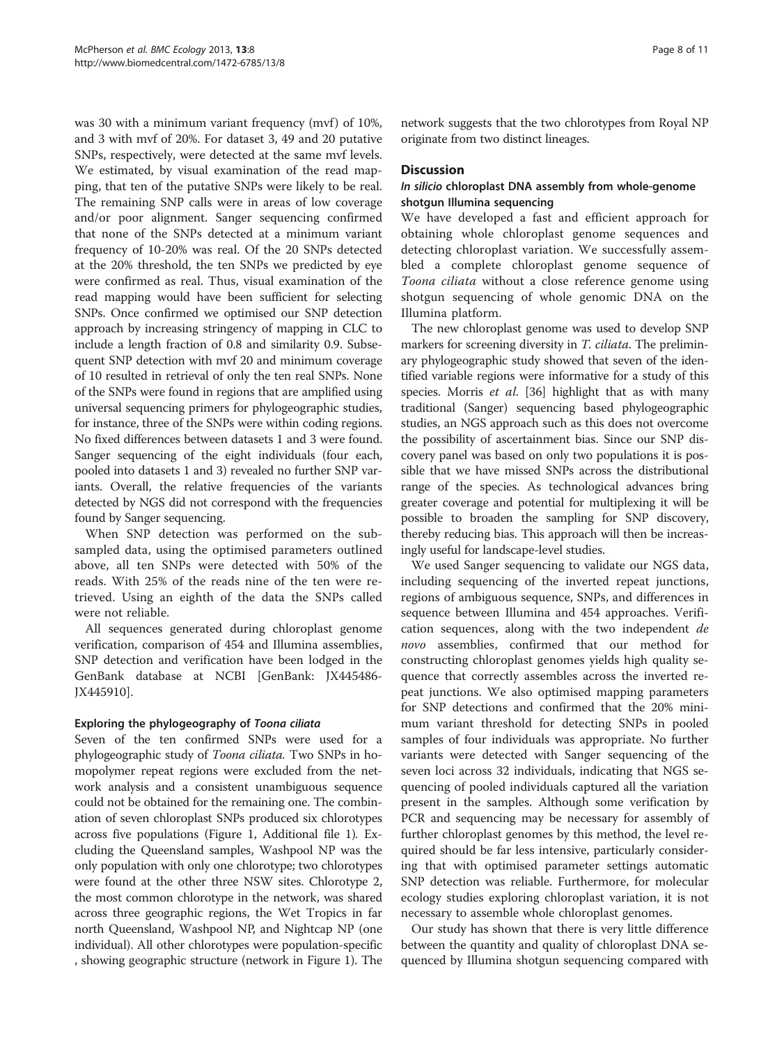was 30 with a minimum variant frequency (mvf) of 10%, and 3 with mvf of 20%. For dataset 3, 49 and 20 putative SNPs, respectively, were detected at the same mvf levels. We estimated, by visual examination of the read mapping, that ten of the putative SNPs were likely to be real. The remaining SNP calls were in areas of low coverage and/or poor alignment. Sanger sequencing confirmed that none of the SNPs detected at a minimum variant frequency of 10-20% was real. Of the 20 SNPs detected at the 20% threshold, the ten SNPs we predicted by eye were confirmed as real. Thus, visual examination of the read mapping would have been sufficient for selecting SNPs. Once confirmed we optimised our SNP detection approach by increasing stringency of mapping in CLC to include a length fraction of 0.8 and similarity 0.9. Subsequent SNP detection with mvf 20 and minimum coverage of 10 resulted in retrieval of only the ten real SNPs. None of the SNPs were found in regions that are amplified using universal sequencing primers for phylogeographic studies, for instance, three of the SNPs were within coding regions. No fixed differences between datasets 1 and 3 were found. Sanger sequencing of the eight individuals (four each, pooled into datasets 1 and 3) revealed no further SNP variants. Overall, the relative frequencies of the variants detected by NGS did not correspond with the frequencies found by Sanger sequencing.

When SNP detection was performed on the subsampled data, using the optimised parameters outlined above, all ten SNPs were detected with 50% of the reads. With 25% of the reads nine of the ten were retrieved. Using an eighth of the data the SNPs called were not reliable.

All sequences generated during chloroplast genome verification, comparison of 454 and Illumina assemblies, SNP detection and verification have been lodged in the GenBank database at NCBI [GenBank: JX445486-JX445910].

### Exploring the phylogeography of *Toona ciliata*

Seven of the ten confirmed SNPs were used for a phylogeographic study of *Toona ciliata.* Two SNPs in homopolymer repeat regions were excluded from the network analysis and a consistent unambiguous sequence could not be obtained for the remaining one. The combination of seven chloroplast SNPs produced six chlorotypes across five populations (Figure 1, Additional file 1). Excluding the Queensland samples, Washpool NP was the only population with only one chlorotype; two chlorotypes were found at the other three NSW sites. Chlorotype 2, the most common chlorotype in the network, was shared across three geographic regions, the Wet Tropics in far north Queensland, Washpool NP, and Nightcap NP (one individual). All other chlorotypes were population-specific , showing geographic structure (network in Figure 1). The network suggests that the two chlorotypes from Royal NP originate from two distinct lineages.

## Discussion

### *In silicio* chloroplast DNA assembly from whole-genome shotgun Illumina sequencing

We have developed a fast and efficient approach for obtaining whole chloroplast genome sequences and detecting chloroplast variation. We successfully assembled a complete chloroplast genome sequence of *Toona ciliata* without a close reference genome using shotgun sequencing of whole genomic DNA on the Illumina platform.

The new chloroplast genome was used to develop SNP markers for screening diversity in *T. ciliata*. The preliminary phylogeographic study showed that seven of the identified variable regions were informative for a study of this species. Morris *et al*. [36] highlight that as with many traditional (Sanger) sequencing based phylogeographic studies, an NGS approach such as this does not overcome the possibility of ascertainment bias. Since our SNP discovery panel was based on only two populations it is possible that we have missed SNPs across the distributional range of the species. As technological advances bring greater coverage and potential for multiplexing it will be possible to broaden the sampling for SNP discovery, thereby reducing bias. This approach will then be increasingly useful for landscape-level studies.

We used Sanger sequencing to validate our NGS data, including sequencing of the inverted repeat junctions, regions of ambiguous sequence, SNPs, and differences in sequence between Illumina and 454 approaches. Verification sequences, along with the two independent *de novo* assemblies, confirmed that our method for constructing chloroplast genomes yields high quality sequence that correctly assembles across the inverted repeat junctions. We also optimised mapping parameters for SNP detections and confirmed that the 20% minimum variant threshold for detecting SNPs in pooled samples of four individuals was appropriate. No further variants were detected with Sanger sequencing of the seven loci across 32 individuals, indicating that NGS sequencing of pooled individuals captured all the variation present in the samples. Although some verification by PCR and sequencing may be necessary for assembly of further chloroplast genomes by this method, the level required should be far less intensive, particularly considering that with optimised parameter settings automatic SNP detection was reliable. Furthermore, for molecular ecology studies exploring chloroplast variation, it is not necessary to assemble whole chloroplast genomes.

Our study has shown that there is very little difference between the quantity and quality of chloroplast DNA sequenced by Illumina shotgun sequencing compared with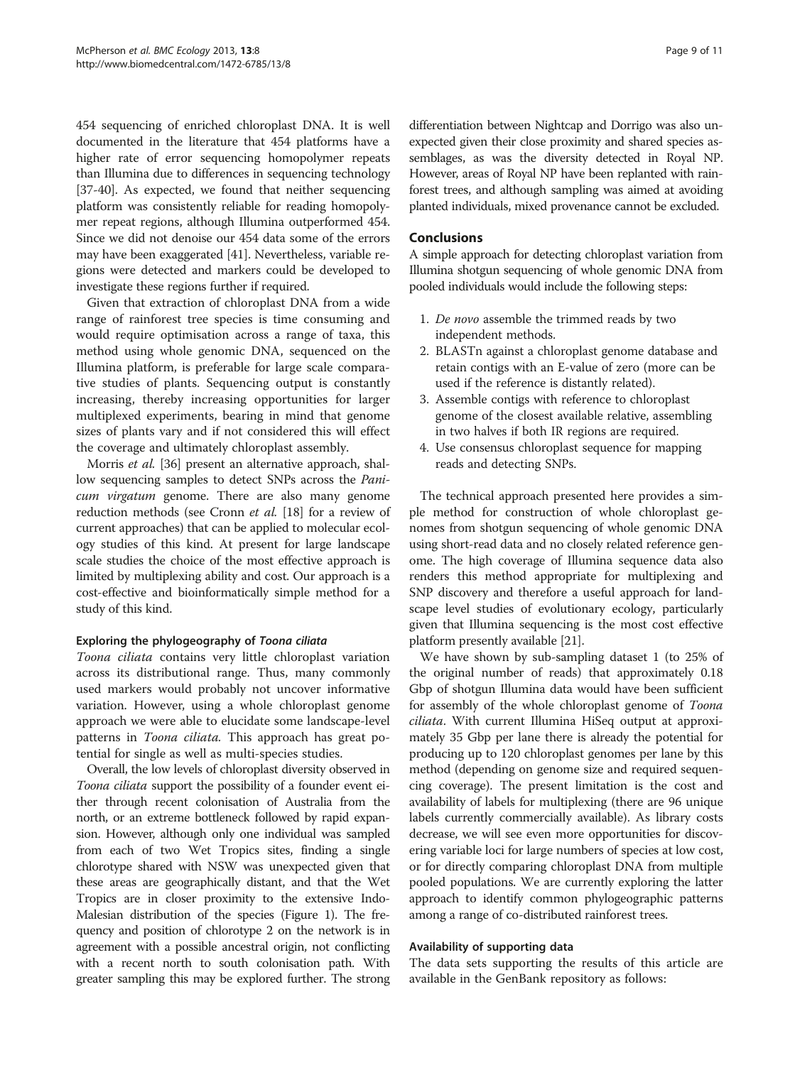454 sequencing of enriched chloroplast DNA. It is well documented in the literature that 454 platforms have a higher rate of error sequencing homopolymer repeats than Illumina due to differences in sequencing technology [37-40]. As expected, we found that neither sequencing platform was consistently reliable for reading homopolymer repeat regions, although Illumina outperformed 454. Since we did not denoise our 454 data some of the errors may have been exaggerated [41]. Nevertheless, variable regions were detected and markers could be developed to investigate these regions further if required.

Given that extraction of chloroplast DNA from a wide range of rainforest tree species is time consuming and would require optimisation across a range of taxa, this method using whole genomic DNA, sequenced on the Illumina platform, is preferable for large scale comparative studies of plants. Sequencing output is constantly increasing, thereby increasing opportunities for larger multiplexed experiments, bearing in mind that genome sizes of plants vary and if not considered this will effect the coverage and ultimately chloroplast assembly.

Morris *et al.* [36] present an alternative approach, shallow sequencing samples to detect SNPs across the *Panicum virgatum* genome. There are also many genome reduction methods (see Cronn *et al.* [18] for a review of current approaches) that can be applied to molecular ecology studies of this kind. At present for large landscape scale studies the choice of the most effective approach is limited by multiplexing ability and cost. Our approach is a cost-effective and bioinformatically simple method for a study of this kind.

### Exploring the phylogeography of *Toona ciliata*

*Toona ciliata* contains very little chloroplast variation across its distributional range. Thus, many commonly used markers would probably not uncover informative variation. However, using a whole chloroplast genome approach we were able to elucidate some landscape-level patterns in *Toona ciliata.* This approach has great potential for single as well as multi-species studies.

Overall, the low levels of chloroplast diversity observed in *Toona ciliata* support the possibility of a founder event either through recent colonisation of Australia from the north, or an extreme bottleneck followed by rapid expansion. However, although only one individual was sampled from each of two Wet Tropics sites, finding a single chlorotype shared with NSW was unexpected given that these areas are geographically distant, and that the Wet Tropics are in closer proximity to the extensive Indo-Malesian distribution of the species (Figure 1). The frequency and position of chlorotype 2 on the network is in agreement with a possible ancestral origin, not conflicting with a recent north to south colonisation path. With greater sampling this may be explored further. The strong differentiation between Nightcap and Dorrigo was also unexpected given their close proximity and shared species assemblages, as was the diversity detected in Royal NP. However, areas of Royal NP have been replanted with rainforest trees, and although sampling was aimed at avoiding planted individuals, mixed provenance cannot be excluded.

## Conclusions

A simple approach for detecting chloroplast variation from Illumina shotgun sequencing of whole genomic DNA from pooled individuals would include the following steps:

1. *De novo* assemble the trimmed reads by two independent methods.
2. BLASTn against a chloroplast genome database and retain contigs with an E-value of zero (more can be used if the reference is distantly related).
3. Assemble contigs with reference to chloroplast genome of the closest available relative, assembling in two halves if both IR regions are required.
4. Use consensus chloroplast sequence for mapping reads and detecting SNPs.

The technical approach presented here provides a simple method for construction of whole chloroplast genomes from shotgun sequencing of whole genomic DNA using short-read data and no closely related reference genome. The high coverage of Illumina sequence data also renders this method appropriate for multiplexing and SNP discovery and therefore a useful approach for landscape level studies of evolutionary ecology, particularly given that Illumina sequencing is the most cost effective platform presently available [21].

We have shown by sub-sampling dataset 1 (to 25% of the original number of reads) that approximately 0.18 Gbp of shotgun Illumina data would have been sufficient for assembly of the whole chloroplast genome of *Toona ciliata*. With current Illumina HiSeq output at approximately 35 Gbp per lane there is already the potential for producing up to 120 chloroplast genomes per lane by this method (depending on genome size and required sequencing coverage). The present limitation is the cost and availability of labels for multiplexing (there are 96 unique labels currently commercially available). As library costs decrease, we will see even more opportunities for discovering variable loci for large numbers of species at low cost, or for directly comparing chloroplast DNA from multiple pooled populations. We are currently exploring the latter approach to identify common phylogeographic patterns among a range of co-distributed rainforest trees.

### Availability of supporting data

The data sets supporting the results of this article are available in the GenBank repository as follows: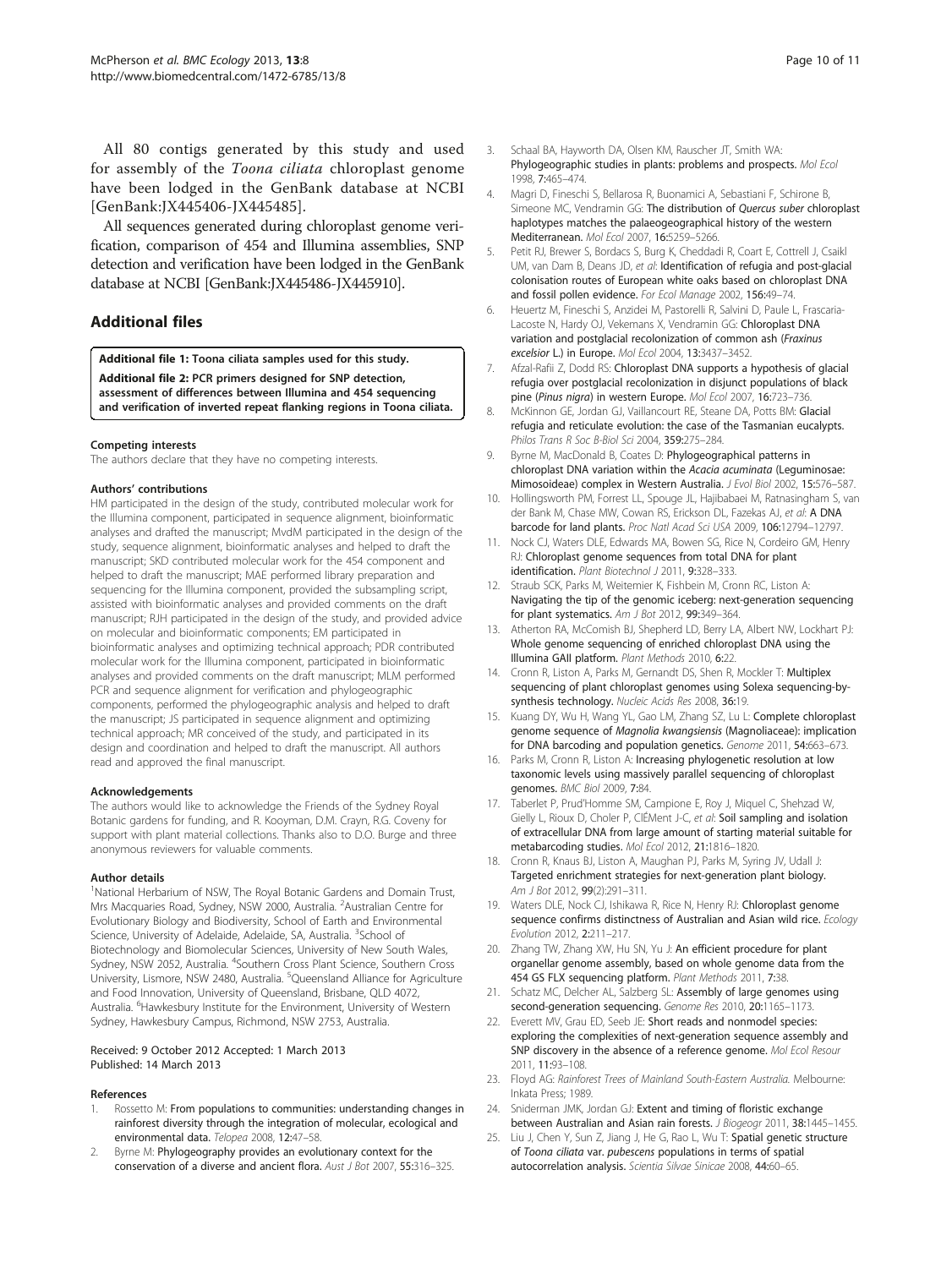All 80 contigs generated by this study and used for assembly of the *Toona ciliata* chloroplast genome have been lodged in the GenBank database at NCBI [GenBank:JX445406-JX445485].

All sequences generated during chloroplast genome verification, comparison of 454 and Illumina assemblies, SNP detection and verification have been lodged in the GenBank database at NCBI [GenBank:JX445486-JX445910].

## Additional files

**Additional file 1: Toona ciliata samples used for this study.**

**Additional file 2: PCR primers designed for SNP detection, assessment of differences between Illumina and 454 sequencing and verification of inverted repeat flanking regions in Toona ciliata.**

#### Competing interests

The authors declare that they have no competing interests.

#### Authors' contributions

HM participated in the design of the study, contributed molecular work for the Illumina component, participated in sequence alignment, bioinformatic analyses and drafted the manuscript; MvdM participated in the design of the study, sequence alignment, bioinformatic analyses and helped to draft the manuscript; SKD contributed molecular work for the 454 component and helped to draft the manuscript; MAE performed library preparation and sequencing for the Illumina component, provided the subsampling script, assisted with bioinformatic analyses and provided comments on the draft manuscript; RJH participated in the design of the study, and provided advice on molecular and bioinformatic components; EM participated in bioinformatic analyses and optimizing technical approach; PDR contributed molecular work for the Illumina component, participated in bioinformatic analyses and provided comments on the draft manuscript; MLM performed PCR and sequence alignment for verification and phylogeographic components, performed the phylogeographic analysis and helped to draft the manuscript; JS participated in sequence alignment and optimizing technical approach; MR conceived of the study, and participated in its design and coordination and helped to draft the manuscript. All authors read and approved the final manuscript.

#### Acknowledgements

The authors would like to acknowledge the Friends of the Sydney Royal Botanic gardens for funding, and R. Kooyman, D.M. Crayn, R.G. Coveny for support with plant material collections. Thanks also to D.O. Burge and three anonymous reviewers for valuable comments.

#### Author details

[1]National Herbarium of NSW, The Royal Botanic Gardens and Domain Trust, Mrs Macquaries Road, Sydney, NSW 2000, Australia. [2]Australian Centre for Evolutionary Biology and Biodiversity, School of Earth and Environmental Science, University of Adelaide, Adelaide, SA, Australia. [3]School of Biotechnology and Biomolecular Sciences, University of New South Wales, Sydney, NSW 2052, Australia. [4]Southern Cross Plant Science, Southern Cross University, Lismore, NSW 2480, Australia. [5]Queensland Alliance for Agriculture and Food Innovation, University of Queensland, Brisbane, QLD 4072, Australia. [6]Hawkesbury Institute for the Environment, University of Western Sydney, Hawkesbury Campus, Richmond, NSW 2753, Australia.

Received: 9 October 2012 Accepted: 1 March 2013
Published: 14 March 2013

#### References

1. Rossetto M: **From populations to communities: understanding changes in rainforest diversity through the integration of molecular, ecological and environmental data.** *Telopea* 2008, **12:**47–58.
2. Byrne M: **Phylogeography provides an evolutionary context for the conservation of a diverse and ancient flora.** *Aust J Bot* 2007, **55:**316–325.
3. Schaal BA, Hayworth DA, Olsen KM, Rauscher JT, Smith WA: **Phylogeographic studies in plants: problems and prospects.** *Mol Ecol* 1998, **7:**465–474.
4. Magri D, Fineschi S, Bellarosa R, Buonamici A, Sebastiani F, Schirone B, Simeone MC, Vendramin GG: **The distribution of *Quercus suber* chloroplast haplotypes matches the palaeogeographical history of the western Mediterranean.** *Mol Ecol* 2007, **16:**5259–5266.
5. Petit RJ, Brewer S, Bordacs S, Burg K, Cheddadi R, Coart E, Cottrell J, Csaikl UM, van Dam B, Deans JD, *et al*: **Identification of refugia and post-glacial colonisation routes of European white oaks based on chloroplast DNA and fossil pollen evidence.** *For Ecol Manage* 2002, **156:**49–74.
6. Heuertz M, Fineschi S, Anzidei M, Pastorelli R, Salvini D, Paule L, Frascaria-Lacoste N, Hardy OJ, Vekemans X, Vendramin GG: **Chloroplast DNA variation and postglacial recolonization of common ash (*Fraxinus excelsior* L.) in Europe.** *Mol Ecol* 2004, **13:**3437–3452.
7. Afzal-Rafii Z, Dodd RS: **Chloroplast DNA supports a hypothesis of glacial refugia over postglacial recolonization in disjunct populations of black pine (*Pinus nigra*) in western Europe.** *Mol Ecol* 2007, **16:**723–736.
8. McKinnon GE, Jordan GJ, Vaillancourt RE, Steane DA, Potts BM: **Glacial refugia and reticulate evolution: the case of the Tasmanian eucalypts.** *Philos Trans R Soc B-Biol Sci* 2004, **359:**275–284.
9. Byrne M, MacDonald B, Coates D: **Phylogeographical patterns in chloroplast DNA variation within the *Acacia acuminata* (Leguminosae: Mimosoideae) complex in Western Australia.** *J Evol Biol* 2002, **15:**576–587.
10. Hollingsworth PM, Forrest LL, Spouge JL, Hajibabaei M, Ratnasingham S, van der Bank M, Chase MW, Cowan RS, Erickson DL, Fazekas AJ, *et al*: **A DNA barcode for land plants.** *Proc Natl Acad Sci USA* 2009, **106:**12794–12797.
11. Nock CJ, Waters DLE, Edwards MA, Bowen SG, Rice N, Cordeiro GM, Henry RJ: **Chloroplast genome sequences from total DNA for plant identification.** *Plant Biotechnol J* 2011, **9:**328–333.
12. Straub SCK, Parks M, Weitemier K, Fishbein M, Cronn RC, Liston A: **Navigating the tip of the genomic iceberg: next-generation sequencing for plant systematics.** *Am J Bot* 2012, **99:**349–364.
13. Atherton RA, McComish BJ, Shepherd LD, Berry LA, Albert NW, Lockhart PJ: **Whole genome sequencing of enriched chloroplast DNA using the Illumina GAII platform.** *Plant Methods* 2010, **6:**22.
14. Cronn R, Liston A, Parks M, Gernandt DS, Shen R, Mockler T: **Multiplex sequencing of plant chloroplast genomes using Solexa sequencing-by-synthesis technology.** *Nucleic Acids Res* 2008, **36:**19.
15. Kuang DY, Wu H, Wang YL, Gao LM, Zhang SZ, Lu L: **Complete chloroplast genome sequence of *Magnolia kwangsiensis* (Magnoliaceae): implication for DNA barcoding and population genetics.** *Genome* 2011, **54:**663–673.
16. Parks M, Cronn R, Liston A: **Increasing phylogenetic resolution at low taxonomic levels using massively parallel sequencing of chloroplast genomes.** *BMC Biol* 2009, **7:**84.
17. Taberlet P, Prud'Homme SM, Campione E, Roy J, Miquel C, Shehzad W, Gielly L, Rioux D, Choler P, ClÉMent J-C, *et al*: **Soil sampling and isolation of extracellular DNA from large amount of starting material suitable for metabarcoding studies.** *Mol Ecol* 2012, **21:**1816–1820.
18. Cronn R, Knaus BJ, Liston A, Maughan PJ, Parks M, Syring JV, Udall J: **Targeted enrichment strategies for next-generation plant biology.** *Am J Bot* 2012, **99**(2):291–311.
19. Waters DLE, Nock CJ, Ishikawa R, Rice N, Henry RJ: **Chloroplast genome sequence confirms distinctness of Australian and Asian wild rice.** *Ecology Evolution* 2012, **2:**211–217.
20. Zhang TW, Zhang XW, Hu SN, Yu J: **An efficient procedure for plant organellar genome assembly, based on whole genome data from the 454 GS FLX sequencing platform.** *Plant Methods* 2011, **7:**38.
21. Schatz MC, Delcher AL, Salzberg SL: **Assembly of large genomes using second-generation sequencing.** *Genome Res* 2010, **20:**1165–1173.
22. Everett MV, Grau ED, Seeb JE: **Short reads and nonmodel species: exploring the complexities of next-generation sequence assembly and SNP discovery in the absence of a reference genome.** *Mol Ecol Resour* 2011, **11:**93–108.
23. Floyd AG: *Rainforest Trees of Mainland South-Eastern Australia.* Melbourne: Inkata Press; 1989.
24. Sniderman JMK, Jordan GJ: **Extent and timing of floristic exchange between Australian and Asian rain forests.** *J Biogeogr* 2011, **38:**1445–1455.
25. Liu J, Chen Y, Sun Z, Jiang J, He G, Rao L, Wu T: **Spatial genetic structure of *Toona ciliata* var. *pubescens* populations in terms of spatial autocorrelation analysis.** *Scientia Silvae Sinicae* 2008, **44:**60–65.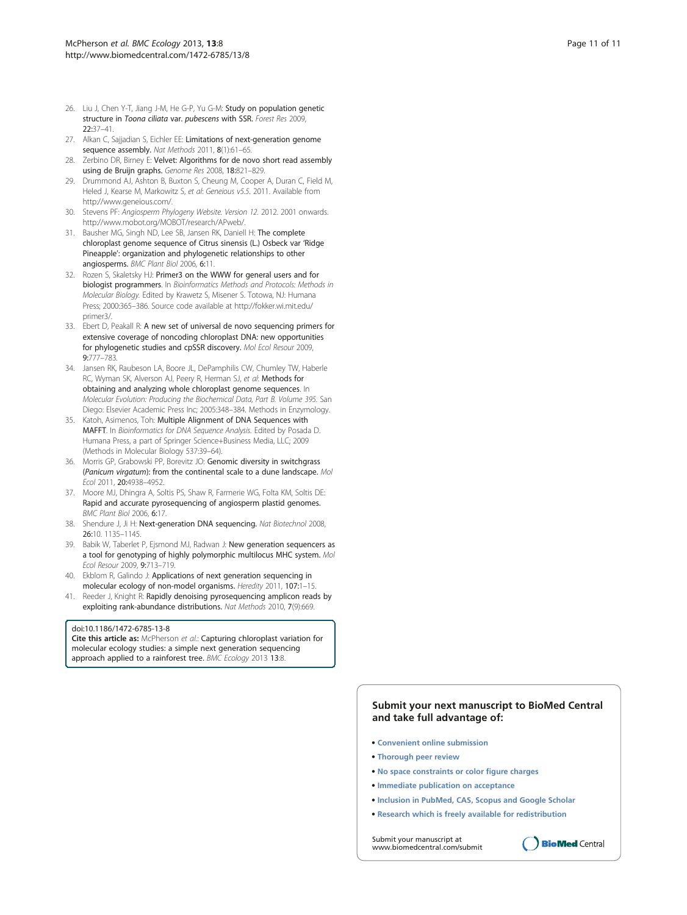26. Liu J, Chen Y-T, Jiang J-M, He G-P, Yu G-M: **Study on population genetic structure in *Toona ciliata* var. *pubescens* with SSR.** *Forest Res* 2009, **22:**37–41.
27. Alkan C, Sajjadian S, Eichler EE: **Limitations of next-generation genome sequence assembly.** *Nat Methods* 2011, **8**(1):61–65.
28. Zerbino DR, Birney E: **Velvet: Algorithms for de novo short read assembly using de Bruijn graphs.** *Genome Res* 2008, **18:**821–829.
29. Drummond AJ, Ashton B, Buxton S, Cheung M, Cooper A, Duran C, Field M, Heled J, Kearse M, Markowitz S, *et al*: *Geneious v5.5.* 2011. Available from http://www.geneious.com/.
30. Stevens PF: *Angiosperm Phylogeny Website. Version 12.* 2012. 2001 onwards. http://www.mobot.org/MOBOT/research/APweb/.
31. Bausher MG, Singh ND, Lee SB, Jansen RK, Daniell H: **The complete chloroplast genome sequence of Citrus sinensis (L.) Osbeck var 'Ridge Pineapple': organization and phylogenetic relationships to other angiosperms.** *BMC Plant Biol* 2006, **6:**11.
32. Rozen S, Skaletsky HJ: **Primer3 on the WWW for general users and for biologist programmers.** In *Bioinformatics Methods and Protocols: Methods in Molecular Biology.* Edited by Krawetz S, Misener S. Totowa, NJ: Humana Press; 2000:365–386. Source code available at http://fokker.wi.mit.edu/primer3/.
33. Ebert D, Peakall R: **A new set of universal de novo sequencing primers for extensive coverage of noncoding chloroplast DNA: new opportunities for phylogenetic studies and cpSSR discovery.** *Mol Ecol Resour* 2009, **9:**777–783.
34. Jansen RK, Raubeson LA, Boore JL, DePamphilis CW, Chumley TW, Haberle RC, Wyman SK, Alverson AJ, Peery R, Herman SJ, *et al*: **Methods for obtaining and analyzing whole chloroplast genome sequences.** In *Molecular Evolution: Producing the Biochemical Data, Part B. Volume 395.* San Diego: Elsevier Academic Press Inc; 2005:348–384. Methods in Enzymology.
35. Katoh, Asimenos, Toh: **Multiple Alignment of DNA Sequences with MAFFT.** In *Bioinformatics for DNA Sequence Analysis.* Edited by Posada D. Humana Press, a part of Springer Science+Business Media, LLC; 2009 (Methods in Molecular Biology 537:39–64).
36. Morris GP, Grabowski PP, Borevitz JO: **Genomic diversity in switchgrass (*Panicum virgatum*): from the continental scale to a dune landscape.** *Mol Ecol* 2011, **20:**4938–4952.
37. Moore MJ, Dhingra A, Soltis PS, Shaw R, Farmerie WG, Folta KM, Soltis DE: **Rapid and accurate pyrosequencing of angiosperm plastid genomes.** *BMC Plant Biol* 2006, **6:**17.
38. Shendure J, Ji H: **Next-generation DNA sequencing.** *Nat Biotechnol* 2008, **26:**10. 1135–1145.
39. Babik W, Taberlet P, Ejsmond MJ, Radwan J: **New generation sequencers as a tool for genotyping of highly polymorphic multilocus MHC system.** *Mol Ecol Resour* 2009, **9:**713–719.
40. Ekblom R, Galindo J: **Applications of next generation sequencing in molecular ecology of non-model organisms.** *Heredity* 2011, **107:**1–15.
41. Reeder J, Knight R: **Rapidly denoising pyrosequencing amplicon reads by exploiting rank-abundance distributions.** *Nat Methods* 2010, **7**(9):669.

doi:10.1186/1472-6785-13-8

**Cite this article as:** McPherson *et al.*: Capturing chloroplast variation for molecular ecology studies: a simple next generation sequencing approach applied to a rainforest tree. *BMC Ecology* 2013 **13**:8.

**Submit your next manuscript to BioMed Central and take full advantage of:**

- **Convenient online submission**
- **Thorough peer review**
- **No space constraints or color figure charges**
- **Immediate publication on acceptance**
- **Inclusion in PubMed, CAS, Scopus and Google Scholar**
- **Research which is freely available for redistribution**

Submit your manuscript at www.biomedcentral.com/submit